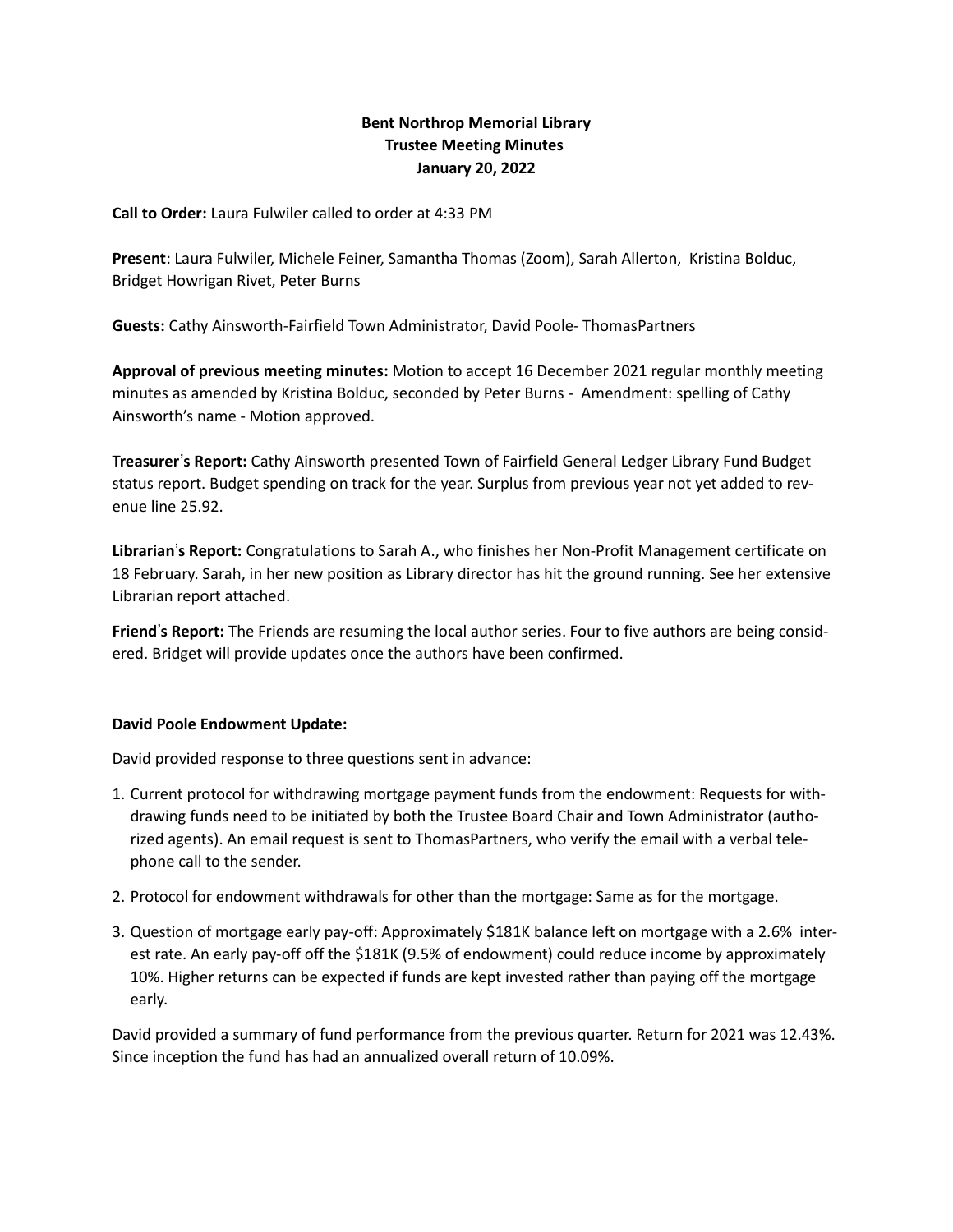# Bent Northrop Memorial Library
## Trustee Meeting Minutes
## January 20, 2022

**Call to Order:** Laura Fulwiler called to order at 4:33 PM

**Present**: Laura Fulwiler, Michele Feiner, Samantha Thomas (Zoom), Sarah Allerton, Kristina Bolduc, Bridget Howrigan Rivet, Peter Burns

**Guests:** Cathy Ainsworth-Fairfield Town Administrator, David Poole- ThomasPartners

**Approval of previous meeting minutes:** Motion to accept 16 December 2021 regular monthly meeting minutes as amended by Kristina Bolduc, seconded by Peter Burns - Amendment: spelling of Cathy Ainsworth's name - Motion approved.

**Treasurer's Report:** Cathy Ainsworth presented Town of Fairfield General Ledger Library Fund Budget status report. Budget spending on track for the year. Surplus from previous year not yet added to revenue line 25.92.

**Librarian's Report:** Congratulations to Sarah A., who finishes her Non-Profit Management certificate on 18 February. Sarah, in her new position as Library director has hit the ground running. See her extensive Librarian report attached.

**Friend's Report:** The Friends are resuming the local author series. Four to five authors are being considered. Bridget will provide updates once the authors have been confirmed.

**David Poole Endowment Update:**

David provided response to three questions sent in advance:

1. Current protocol for withdrawing mortgage payment funds from the endowment: Requests for withdrawing funds need to be initiated by both the Trustee Board Chair and Town Administrator (authorized agents). An email request is sent to ThomasPartners, who verify the email with a verbal telephone call to the sender.
2. Protocol for endowment withdrawals for other than the mortgage: Same as for the mortgage.
3. Question of mortgage early pay-off: Approximately $181K balance left on mortgage with a 2.6% interest rate. An early pay-off off the $181K (9.5% of endowment) could reduce income by approximately 10%. Higher returns can be expected if funds are kept invested rather than paying off the mortgage early.

David provided a summary of fund performance from the previous quarter. Return for 2021 was 12.43%. Since inception the fund has had an annualized overall return of 10.09%.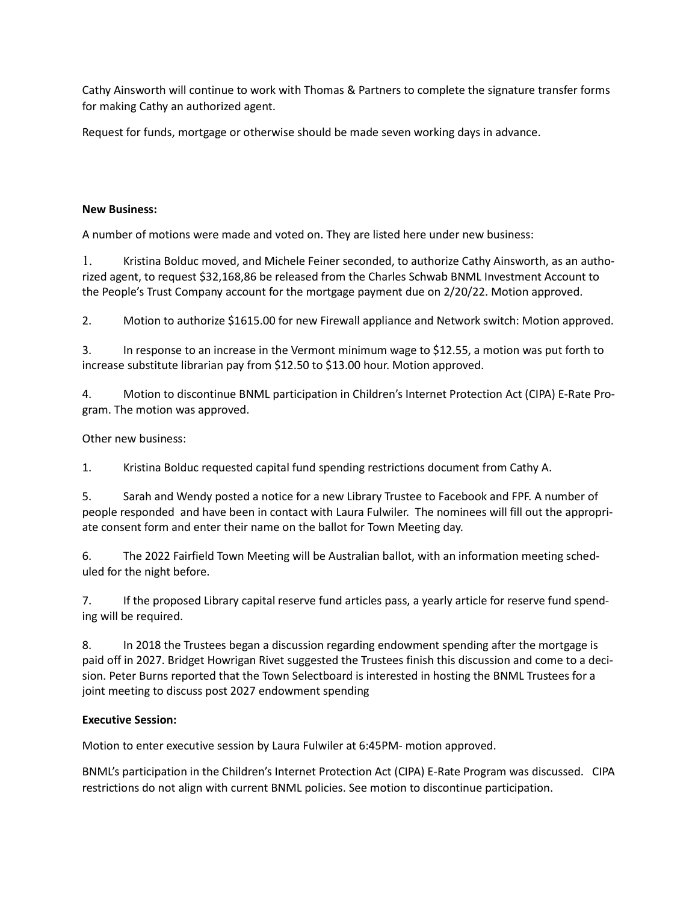Cathy Ainsworth will continue to work with Thomas & Partners to complete the signature transfer forms for making Cathy an authorized agent.

Request for funds, mortgage or otherwise should be made seven working days in advance.

**New Business:**

A number of motions were made and voted on. They are listed here under new business:

1. Kristina Bolduc moved, and Michele Feiner seconded, to authorize Cathy Ainsworth, as an authorized agent, to request $32,168,86 be released from the Charles Schwab BNML Investment Account to the People's Trust Company account for the mortgage payment due on 2/20/22. Motion approved.

2. Motion to authorize $1615.00 for new Firewall appliance and Network switch: Motion approved.

3. In response to an increase in the Vermont minimum wage to $12.55, a motion was put forth to increase substitute librarian pay from $12.50 to $13.00 hour. Motion approved.

4. Motion to discontinue BNML participation in Children's Internet Protection Act (CIPA) E-Rate Program. The motion was approved.

Other new business:

1. Kristina Bolduc requested capital fund spending restrictions document from Cathy A.

5. Sarah and Wendy posted a notice for a new Library Trustee to Facebook and FPF. A number of people responded and have been in contact with Laura Fulwiler. The nominees will fill out the appropriate consent form and enter their name on the ballot for Town Meeting day.

6. The 2022 Fairfield Town Meeting will be Australian ballot, with an information meeting scheduled for the night before.

7. If the proposed Library capital reserve fund articles pass, a yearly article for reserve fund spending will be required.

8. In 2018 the Trustees began a discussion regarding endowment spending after the mortgage is paid off in 2027. Bridget Howrigan Rivet suggested the Trustees finish this discussion and come to a decision. Peter Burns reported that the Town Selectboard is interested in hosting the BNML Trustees for a joint meeting to discuss post 2027 endowment spending

**Executive Session:**

Motion to enter executive session by Laura Fulwiler at 6:45PM- motion approved.

BNML's participation in the Children's Internet Protection Act (CIPA) E-Rate Program was discussed. CIPA restrictions do not align with current BNML policies. See motion to discontinue participation.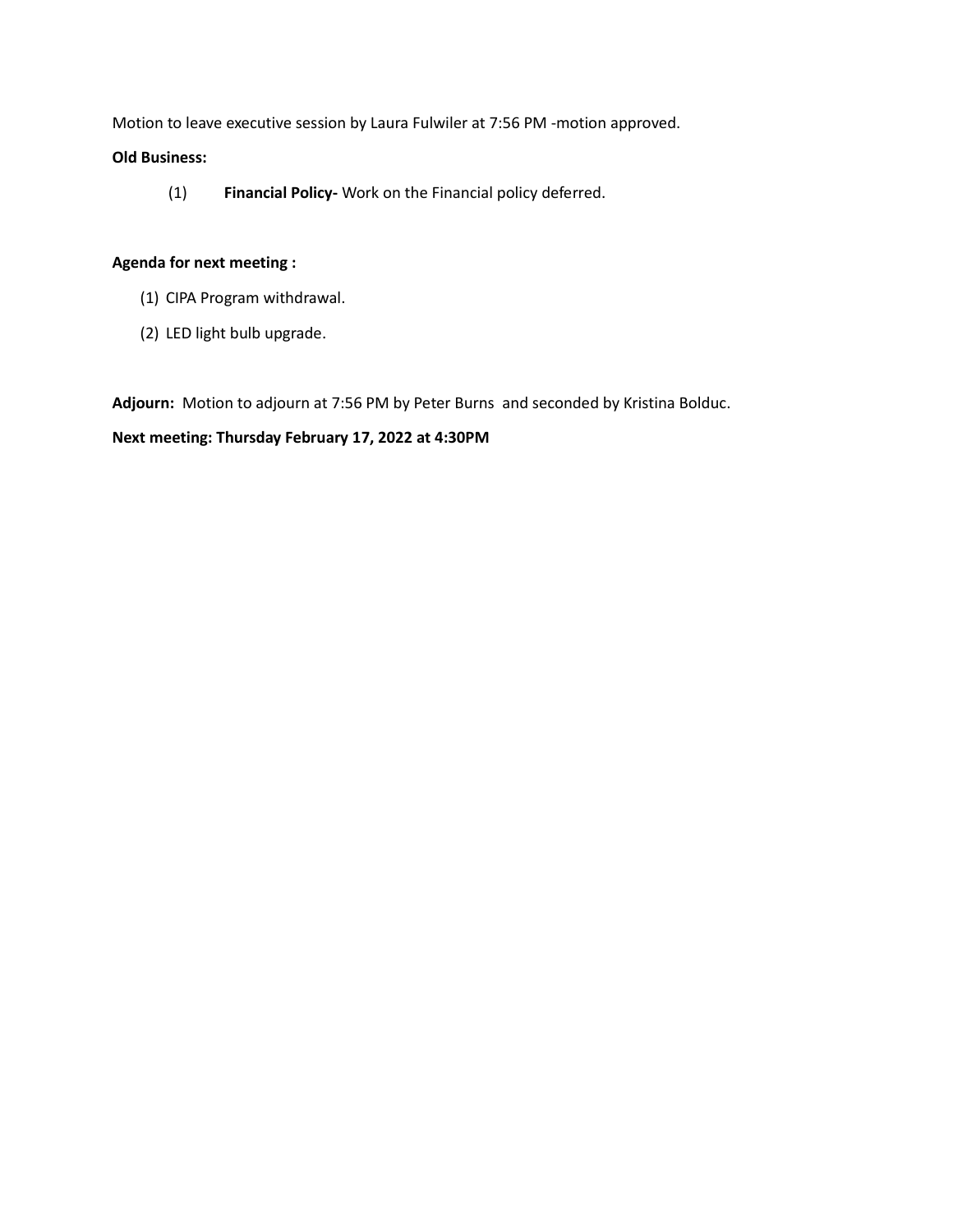Motion to leave executive session by Laura Fulwiler at 7:56 PM -motion approved.

**Old Business:**

(1) **Financial Policy-** Work on the Financial policy deferred.

**Agenda for next meeting :**

(1) CIPA Program withdrawal.

(2) LED light bulb upgrade.

**Adjourn:** Motion to adjourn at 7:56 PM by Peter Burns and seconded by Kristina Bolduc.

**Next meeting: Thursday February 17, 2022 at 4:30PM**